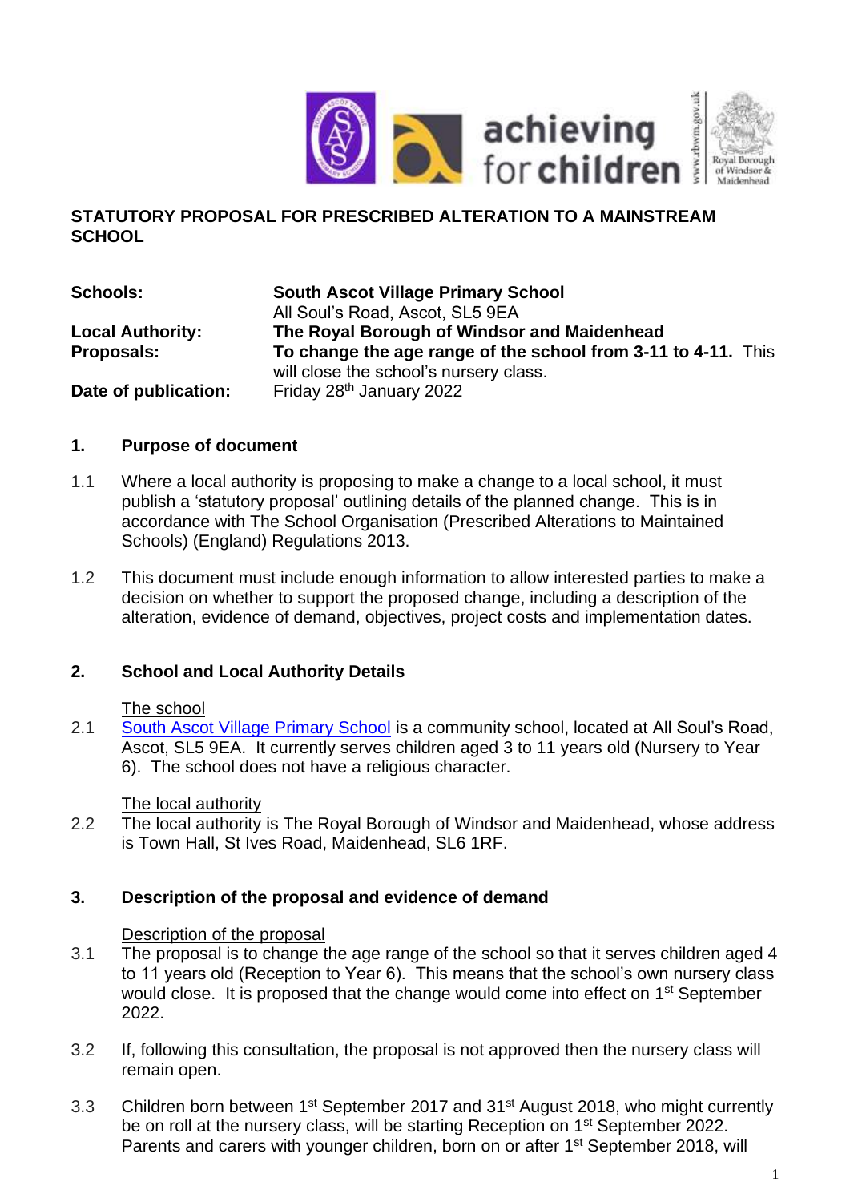## STATUTORY PROPOSAL FOR PRESCRIBED ALTERATION TO A MAINSTREAM SCHOOL

| | |
|---|---|
| **Schools:** | **South Ascot Village Primary School**<br>All Soul's Road, Ascot, SL5 9EA |
| **Local Authority:** | **The Royal Borough of Windsor and Maidenhead** |
| **Proposals:** | **To change the age range of the school from 3-11 to 4-11.** This will close the school's nursery class. |
| **Date of publication:** | Friday 28th January 2022 |

### 1. Purpose of document

1.1 Where a local authority is proposing to make a change to a local school, it must publish a 'statutory proposal' outlining details of the planned change. This is in accordance with The School Organisation (Prescribed Alterations to Maintained Schools) (England) Regulations 2013.

1.2 This document must include enough information to allow interested parties to make a decision on whether to support the proposed change, including a description of the alteration, evidence of demand, objectives, project costs and implementation dates.

### 2. School and Local Authority Details

The school

2.1 South Ascot Village Primary School is a community school, located at All Soul's Road, Ascot, SL5 9EA. It currently serves children aged 3 to 11 years old (Nursery to Year 6). The school does not have a religious character.

The local authority

2.2 The local authority is The Royal Borough of Windsor and Maidenhead, whose address is Town Hall, St Ives Road, Maidenhead, SL6 1RF.

### 3. Description of the proposal and evidence of demand

Description of the proposal

3.1 The proposal is to change the age range of the school so that it serves children aged 4 to 11 years old (Reception to Year 6). This means that the school's own nursery class would close. It is proposed that the change would come into effect on 1st September 2022.

3.2 If, following this consultation, the proposal is not approved then the nursery class will remain open.

3.3 Children born between 1st September 2017 and 31st August 2018, who might currently be on roll at the nursery class, will be starting Reception on 1st September 2022. Parents and carers with younger children, born on or after 1st September 2018, will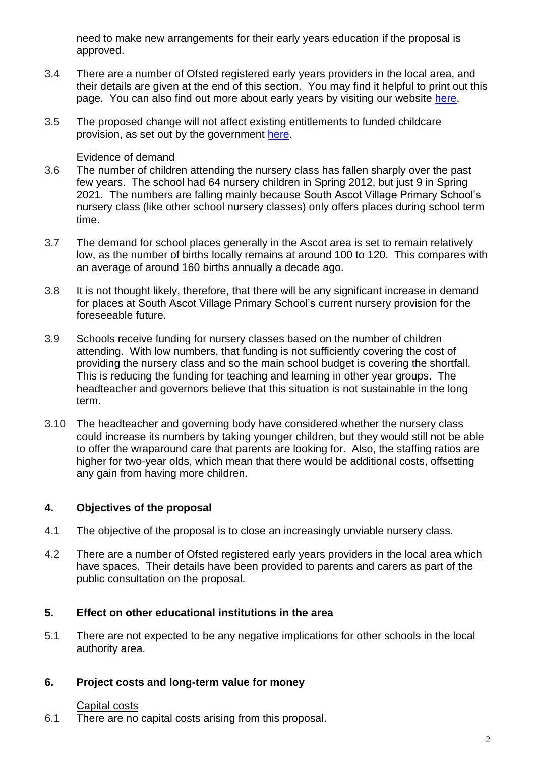need to make new arrangements for their early years education if the proposal is approved.

3.4 There are a number of Ofsted registered early years providers in the local area, and their details are given at the end of this section. You may find it helpful to print out this page. You can also find out more about early years by visiting our website here.

3.5 The proposed change will not affect existing entitlements to funded childcare provision, as set out by the government here.

Evidence of demand

3.6 The number of children attending the nursery class has fallen sharply over the past few years. The school had 64 nursery children in Spring 2012, but just 9 in Spring 2021. The numbers are falling mainly because South Ascot Village Primary School's nursery class (like other school nursery classes) only offers places during school term time.

3.7 The demand for school places generally in the Ascot area is set to remain relatively low, as the number of births locally remains at around 100 to 120. This compares with an average of around 160 births annually a decade ago.

3.8 It is not thought likely, therefore, that there will be any significant increase in demand for places at South Ascot Village Primary School's current nursery provision for the foreseeable future.

3.9 Schools receive funding for nursery classes based on the number of children attending. With low numbers, that funding is not sufficiently covering the cost of providing the nursery class and so the main school budget is covering the shortfall. This is reducing the funding for teaching and learning in other year groups. The headteacher and governors believe that this situation is not sustainable in the long term.

3.10 The headteacher and governing body have considered whether the nursery class could increase its numbers by taking younger children, but they would still not be able to offer the wraparound care that parents are looking for. Also, the staffing ratios are higher for two-year olds, which mean that there would be additional costs, offsetting any gain from having more children.

## 4. Objectives of the proposal

4.1 The objective of the proposal is to close an increasingly unviable nursery class.

4.2 There are a number of Ofsted registered early years providers in the local area which have spaces. Their details have been provided to parents and carers as part of the public consultation on the proposal.

## 5. Effect on other educational institutions in the area

5.1 There are not expected to be any negative implications for other schools in the local authority area.

## 6. Project costs and long-term value for money

Capital costs

6.1 There are no capital costs arising from this proposal.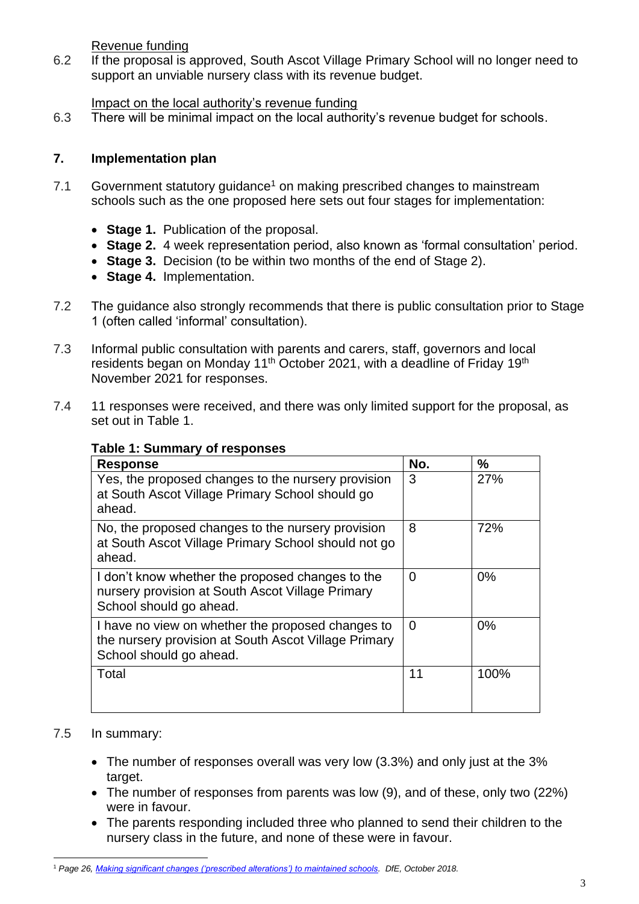Revenue funding

6.2 If the proposal is approved, South Ascot Village Primary School will no longer need to support an unviable nursery class with its revenue budget.

Impact on the local authority's revenue funding

6.3 There will be minimal impact on the local authority's revenue budget for schools.

## 7. Implementation plan

7.1 Government statutory guidance[1] on making prescribed changes to mainstream schools such as the one proposed here sets out four stages for implementation:

- **Stage 1.** Publication of the proposal.
- **Stage 2.** 4 week representation period, also known as 'formal consultation' period.
- **Stage 3.** Decision (to be within two months of the end of Stage 2).
- **Stage 4.** Implementation.

7.2 The guidance also strongly recommends that there is public consultation prior to Stage 1 (often called 'informal' consultation).

7.3 Informal public consultation with parents and carers, staff, governors and local residents began on Monday 11th October 2021, with a deadline of Friday 19th November 2021 for responses.

7.4 11 responses were received, and there was only limited support for the proposal, as set out in Table 1.

**Table 1: Summary of responses**

| Response | No. | % |
|---|---|---|
| Yes, the proposed changes to the nursery provision at South Ascot Village Primary School should go ahead. | 3 | 27% |
| No, the proposed changes to the nursery provision at South Ascot Village Primary School should not go ahead. | 8 | 72% |
| I don't know whether the proposed changes to the nursery provision at South Ascot Village Primary School should go ahead. | 0 | 0% |
| I have no view on whether the proposed changes to the nursery provision at South Ascot Village Primary School should go ahead. | 0 | 0% |
| Total | 11 | 100% |

7.5 In summary:

- The number of responses overall was very low (3.3%) and only just at the 3% target.
- The number of responses from parents was low (9), and of these, only two (22%) were in favour.
- The parents responding included three who planned to send their children to the nursery class in the future, and none of these were in favour.

---

[1] *Page 26, Making significant changes ('prescribed alterations') to maintained schools. DfE, October 2018.*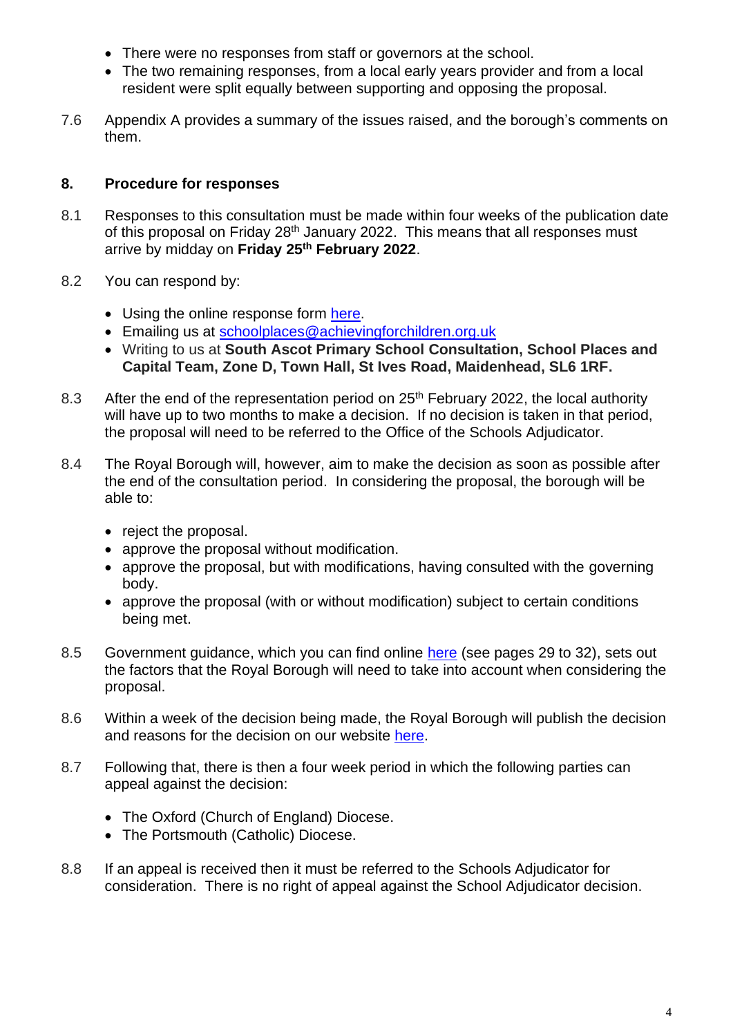- There were no responses from staff or governors at the school.
- The two remaining responses, from a local early years provider and from a local resident were split equally between supporting and opposing the proposal.

7.6 Appendix A provides a summary of the issues raised, and the borough's comments on them.

## 8. Procedure for responses

8.1 Responses to this consultation must be made within four weeks of the publication date of this proposal on Friday 28th January 2022. This means that all responses must arrive by midday on **Friday 25th February 2022**.

8.2 You can respond by:

- Using the online response form here.
- Emailing us at schoolplaces@achievingforchildren.org.uk
- Writing to us at **South Ascot Primary School Consultation, School Places and Capital Team, Zone D, Town Hall, St Ives Road, Maidenhead, SL6 1RF.**

8.3 After the end of the representation period on 25th February 2022, the local authority will have up to two months to make a decision. If no decision is taken in that period, the proposal will need to be referred to the Office of the Schools Adjudicator.

8.4 The Royal Borough will, however, aim to make the decision as soon as possible after the end of the consultation period. In considering the proposal, the borough will be able to:

- reject the proposal.
- approve the proposal without modification.
- approve the proposal, but with modifications, having consulted with the governing body.
- approve the proposal (with or without modification) subject to certain conditions being met.

8.5 Government guidance, which you can find online here (see pages 29 to 32), sets out the factors that the Royal Borough will need to take into account when considering the proposal.

8.6 Within a week of the decision being made, the Royal Borough will publish the decision and reasons for the decision on our website here.

8.7 Following that, there is then a four week period in which the following parties can appeal against the decision:

- The Oxford (Church of England) Diocese.
- The Portsmouth (Catholic) Diocese.

8.8 If an appeal is received then it must be referred to the Schools Adjudicator for consideration. There is no right of appeal against the School Adjudicator decision.